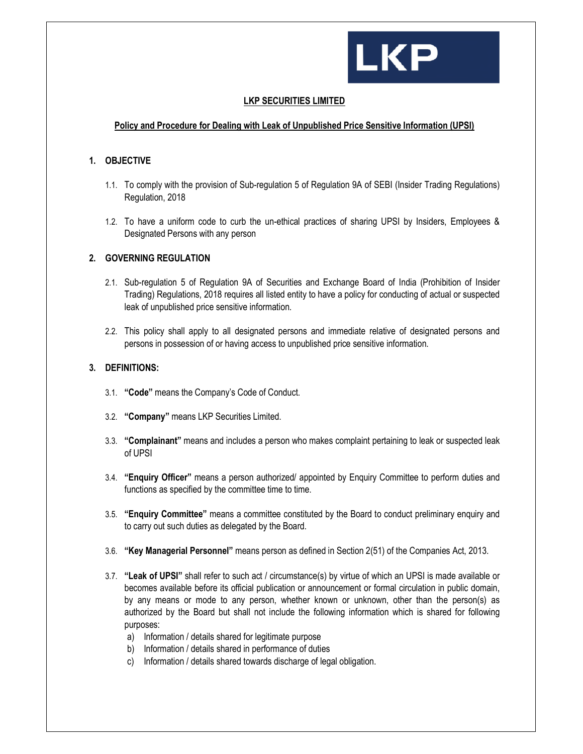# LKP SECURITIES LIMITED

## Policy and Procedure for Dealing with Leak of Unpublished Price Sensitive Information (UPSI)

### 1. OBJECTIVE

1.1. To comply with the provision of Sub-regulation 5 of Regulation 9A of SEBI (Insider Trading Regulations) Regulation, 2018

1.2. To have a uniform code to curb the un-ethical practices of sharing UPSI by Insiders, Employees & Designated Persons with any person

### 2. GOVERNING REGULATION

2.1. Sub-regulation 5 of Regulation 9A of Securities and Exchange Board of India (Prohibition of Insider Trading) Regulations, 2018 requires all listed entity to have a policy for conducting of actual or suspected leak of unpublished price sensitive information.

2.2. This policy shall apply to all designated persons and immediate relative of designated persons and persons in possession of or having access to unpublished price sensitive information.

### 3. DEFINITIONS:

3.1. **"Code"** means the Company's Code of Conduct.

3.2. **"Company"** means LKP Securities Limited.

3.3. **"Complainant"** means and includes a person who makes complaint pertaining to leak or suspected leak of UPSI

3.4. **"Enquiry Officer"** means a person authorized/ appointed by Enquiry Committee to perform duties and functions as specified by the committee time to time.

3.5. **"Enquiry Committee"** means a committee constituted by the Board to conduct preliminary enquiry and to carry out such duties as delegated by the Board.

3.6. **"Key Managerial Personnel"** means person as defined in Section 2(51) of the Companies Act, 2013.

3.7. **"Leak of UPSI"** shall refer to such act / circumstance(s) by virtue of which an UPSI is made available or becomes available before its official publication or announcement or formal circulation in public domain, by any means or mode to any person, whether known or unknown, other than the person(s) as authorized by the Board but shall not include the following information which is shared for following purposes:

a) Information / details shared for legitimate purpose
b) Information / details shared in performance of duties
c) Information / details shared towards discharge of legal obligation.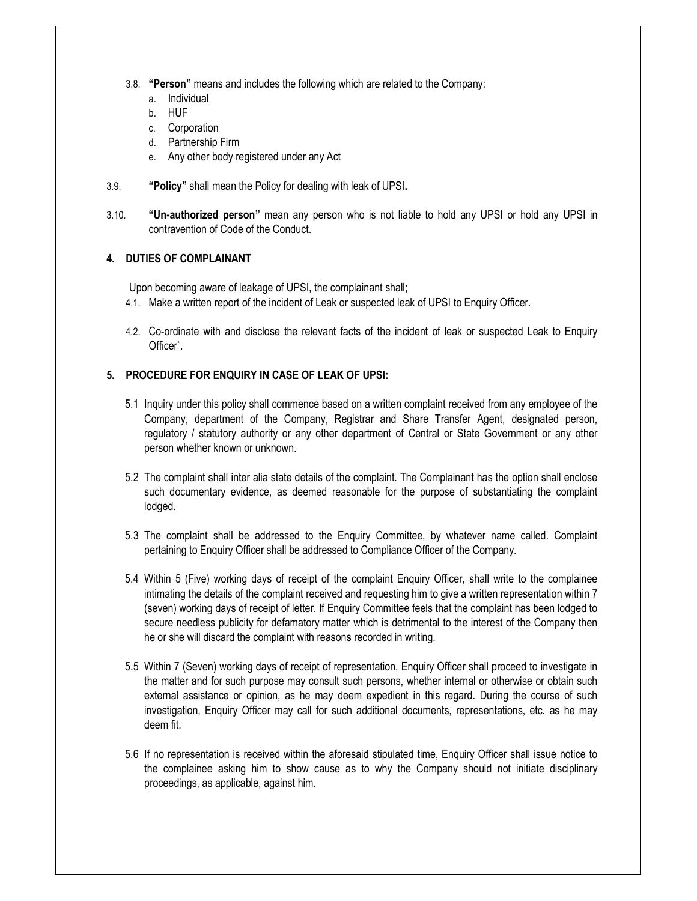3.8. **"Person"** means and includes the following which are related to the Company:

a. Individual
b. HUF
c. Corporation
d. Partnership Firm
e. Any other body registered under any Act

3.9. **"Policy"** shall mean the Policy for dealing with leak of UPSI**.**

3.10. **"Un-authorized person"** mean any person who is not liable to hold any UPSI or hold any UPSI in contravention of Code of the Conduct.

## 4. DUTIES OF COMPLAINANT

Upon becoming aware of leakage of UPSI, the complainant shall;

4.1. Make a written report of the incident of Leak or suspected leak of UPSI to Enquiry Officer.

4.2. Co-ordinate with and disclose the relevant facts of the incident of leak or suspected Leak to Enquiry Officer`.

## 5. PROCEDURE FOR ENQUIRY IN CASE OF LEAK OF UPSI:

5.1 Inquiry under this policy shall commence based on a written complaint received from any employee of the Company, department of the Company, Registrar and Share Transfer Agent, designated person, regulatory / statutory authority or any other department of Central or State Government or any other person whether known or unknown.

5.2 The complaint shall inter alia state details of the complaint. The Complainant has the option shall enclose such documentary evidence, as deemed reasonable for the purpose of substantiating the complaint lodged.

5.3 The complaint shall be addressed to the Enquiry Committee, by whatever name called. Complaint pertaining to Enquiry Officer shall be addressed to Compliance Officer of the Company.

5.4 Within 5 (Five) working days of receipt of the complaint Enquiry Officer, shall write to the complainee intimating the details of the complaint received and requesting him to give a written representation within 7 (seven) working days of receipt of letter. If Enquiry Committee feels that the complaint has been lodged to secure needless publicity for defamatory matter which is detrimental to the interest of the Company then he or she will discard the complaint with reasons recorded in writing.

5.5 Within 7 (Seven) working days of receipt of representation, Enquiry Officer shall proceed to investigate in the matter and for such purpose may consult such persons, whether internal or otherwise or obtain such external assistance or opinion, as he may deem expedient in this regard. During the course of such investigation, Enquiry Officer may call for such additional documents, representations, etc. as he may deem fit.

5.6 If no representation is received within the aforesaid stipulated time, Enquiry Officer shall issue notice to the complainee asking him to show cause as to why the Company should not initiate disciplinary proceedings, as applicable, against him.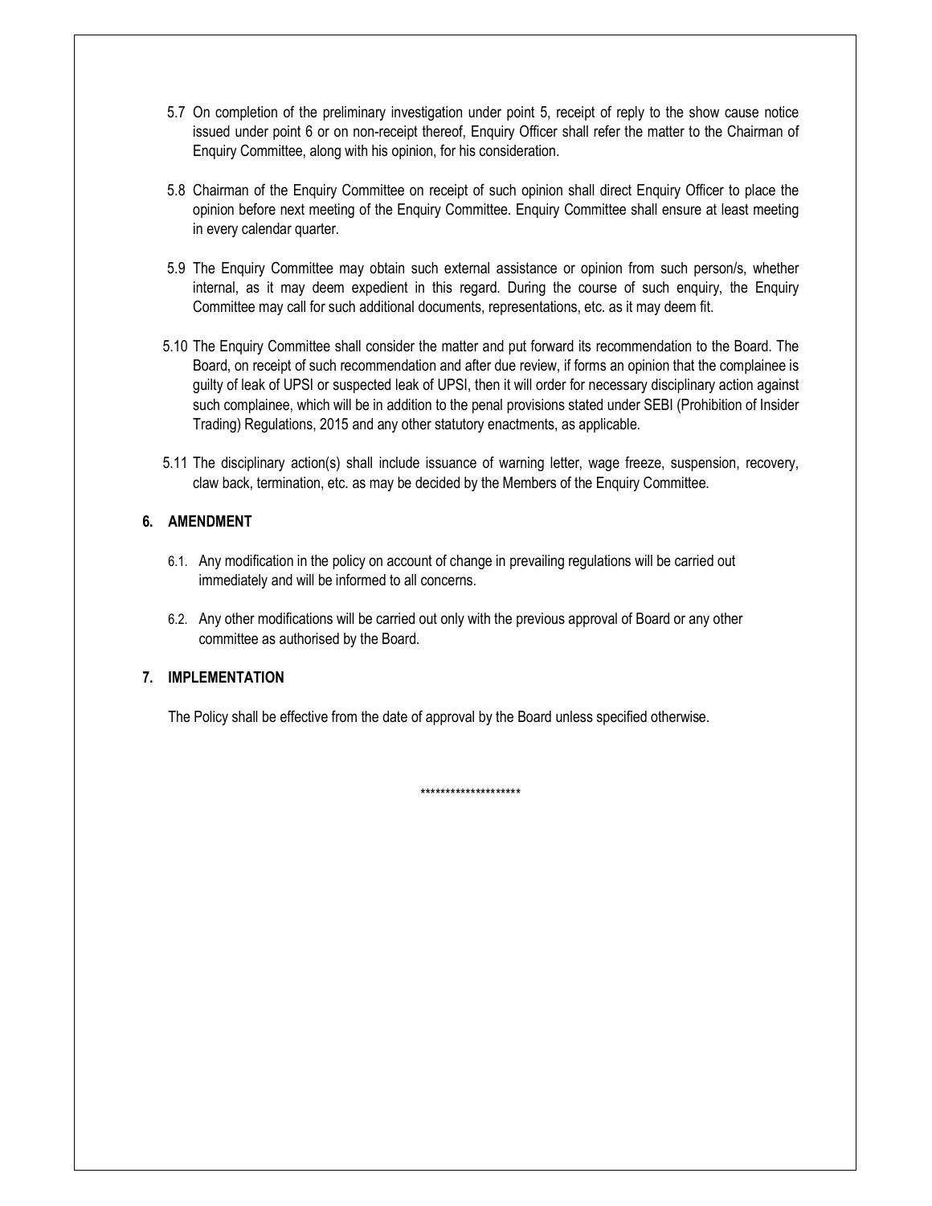5.7 On completion of the preliminary investigation under point 5, receipt of reply to the show cause notice issued under point 6 or on non-receipt thereof, Enquiry Officer shall refer the matter to the Chairman of Enquiry Committee, along with his opinion, for his consideration.

5.8 Chairman of the Enquiry Committee on receipt of such opinion shall direct Enquiry Officer to place the opinion before next meeting of the Enquiry Committee. Enquiry Committee shall ensure at least meeting in every calendar quarter.

5.9 The Enquiry Committee may obtain such external assistance or opinion from such person/s, whether internal, as it may deem expedient in this regard. During the course of such enquiry, the Enquiry Committee may call for such additional documents, representations, etc. as it may deem fit.

5.10 The Enquiry Committee shall consider the matter and put forward its recommendation to the Board. The Board, on receipt of such recommendation and after due review, if forms an opinion that the complainee is guilty of leak of UPSI or suspected leak of UPSI, then it will order for necessary disciplinary action against such complainee, which will be in addition to the penal provisions stated under SEBI (Prohibition of Insider Trading) Regulations, 2015 and any other statutory enactments, as applicable.

5.11 The disciplinary action(s) shall include issuance of warning letter, wage freeze, suspension, recovery, claw back, termination, etc. as may be decided by the Members of the Enquiry Committee.

## 6. AMENDMENT

6.1. Any modification in the policy on account of change in prevailing regulations will be carried out immediately and will be informed to all concerns.

6.2. Any other modifications will be carried out only with the previous approval of Board or any other committee as authorised by the Board.

## 7. IMPLEMENTATION

The Policy shall be effective from the date of approval by the Board unless specified otherwise.

********************